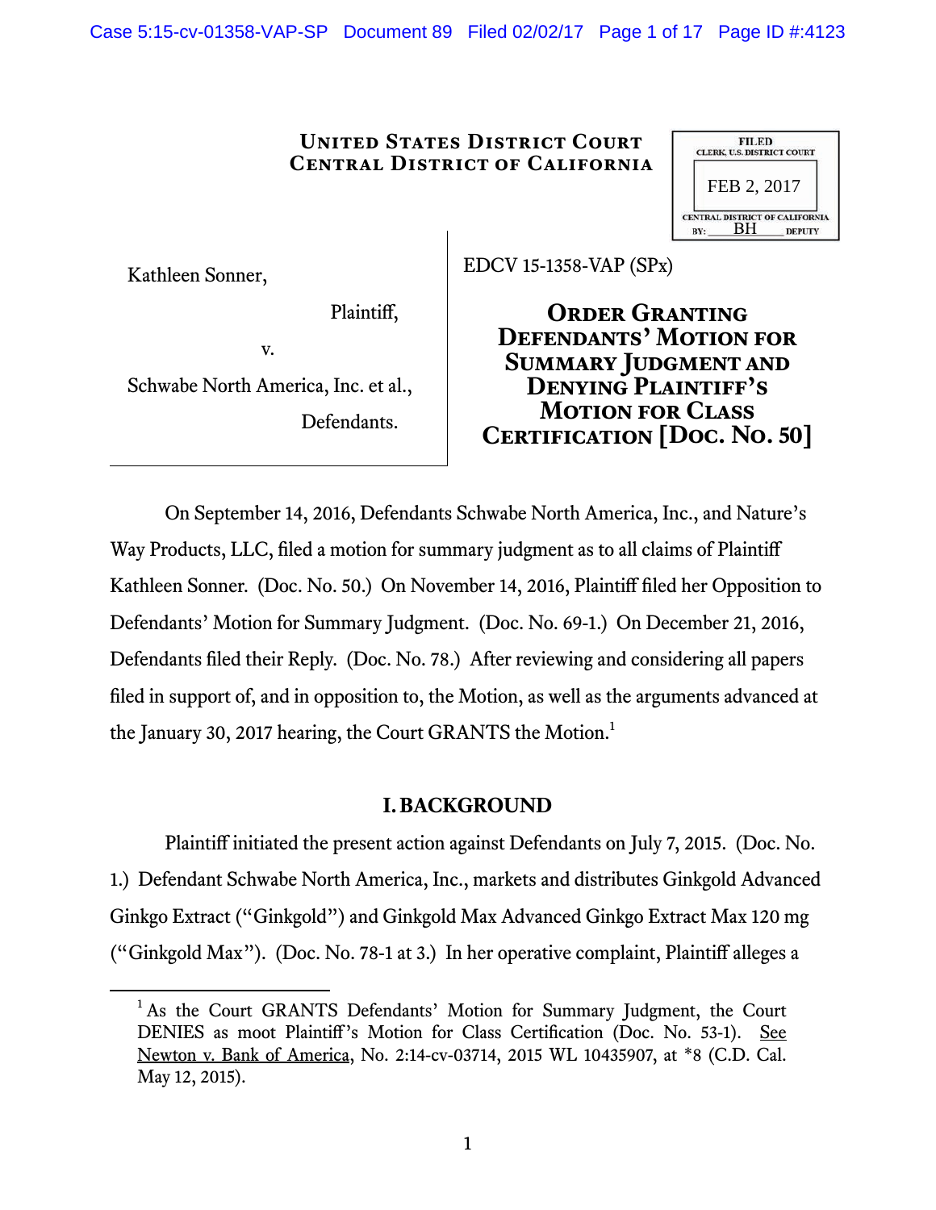# United States District Court
# Central District of California

FILED
CLERK, U.S. DISTRICT COURT
FEB 2, 2017
CENTRAL DISTRICT OF CALIFORNIA
BY: BH DEPUTY

| | |
|---|---|
| Kathleen Sonner,<br><br>Plaintiff,<br><br>v.<br><br>Schwabe North America, Inc. et al.,<br><br>Defendants. | EDCV 15-1358-VAP (SPx)<br><br>**ORDER GRANTING DEFENDANTS' MOTION FOR SUMMARY JUDGMENT AND DENYING PLAINTIFF'S MOTION FOR CLASS CERTIFICATION [DOC. NO. 50]** |

On September 14, 2016, Defendants Schwabe North America, Inc., and Nature's Way Products, LLC, filed a motion for summary judgment as to all claims of Plaintiff Kathleen Sonner. (Doc. No. 50.) On November 14, 2016, Plaintiff filed her Opposition to Defendants' Motion for Summary Judgment. (Doc. No. 69-1.) On December 21, 2016, Defendants filed their Reply. (Doc. No. 78.) After reviewing and considering all papers filed in support of, and in opposition to, the Motion, as well as the arguments advanced at the January 30, 2017 hearing, the Court GRANTS the Motion.[1]

## I. BACKGROUND

Plaintiff initiated the present action against Defendants on July 7, 2015. (Doc. No. 1.) Defendant Schwabe North America, Inc., markets and distributes Ginkgold Advanced Ginkgo Extract ("Ginkgold") and Ginkgold Max Advanced Ginkgo Extract Max 120 mg ("Ginkgold Max"). (Doc. No. 78-1 at 3.) In her operative complaint, Plaintiff alleges a

---

[1] As the Court GRANTS Defendants' Motion for Summary Judgment, the Court DENIES as moot Plaintiff's Motion for Class Certification (Doc. No. 53-1). See Newton v. Bank of America, No. 2:14-cv-03714, 2015 WL 10435907, at *8 (C.D. Cal. May 12, 2015).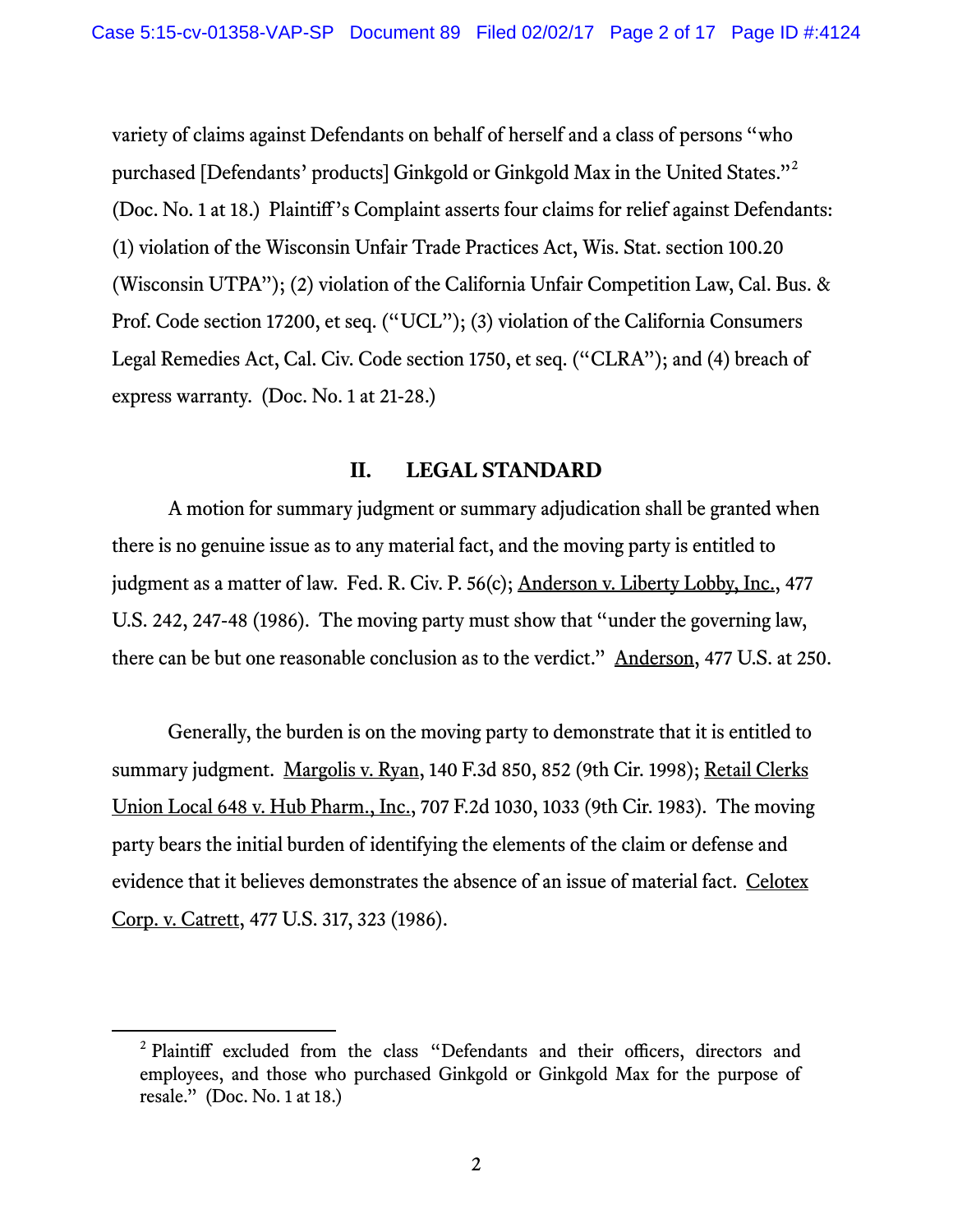variety of claims against Defendants on behalf of herself and a class of persons "who purchased [Defendants' products] Ginkgold or Ginkgold Max in the United States."[2] (Doc. No. 1 at 18.) Plaintiff's Complaint asserts four claims for relief against Defendants: (1) violation of the Wisconsin Unfair Trade Practices Act, Wis. Stat. section 100.20 (Wisconsin UTPA"); (2) violation of the California Unfair Competition Law, Cal. Bus. & Prof. Code section 17200, et seq. ("UCL"); (3) violation of the California Consumers Legal Remedies Act, Cal. Civ. Code section 1750, et seq. ("CLRA"); and (4) breach of express warranty. (Doc. No. 1 at 21-28.)

## II. LEGAL STANDARD

A motion for summary judgment or summary adjudication shall be granted when there is no genuine issue as to any material fact, and the moving party is entitled to judgment as a matter of law. Fed. R. Civ. P. 56(c); Anderson v. Liberty Lobby, Inc., 477 U.S. 242, 247-48 (1986). The moving party must show that "under the governing law, there can be but one reasonable conclusion as to the verdict." Anderson, 477 U.S. at 250.

Generally, the burden is on the moving party to demonstrate that it is entitled to summary judgment. Margolis v. Ryan, 140 F.3d 850, 852 (9th Cir. 1998); Retail Clerks Union Local 648 v. Hub Pharm., Inc., 707 F.2d 1030, 1033 (9th Cir. 1983). The moving party bears the initial burden of identifying the elements of the claim or defense and evidence that it believes demonstrates the absence of an issue of material fact. Celotex Corp. v. Catrett, 477 U.S. 317, 323 (1986).

---

[2] Plaintiff excluded from the class "Defendants and their officers, directors and employees, and those who purchased Ginkgold or Ginkgold Max for the purpose of resale." (Doc. No. 1 at 18.)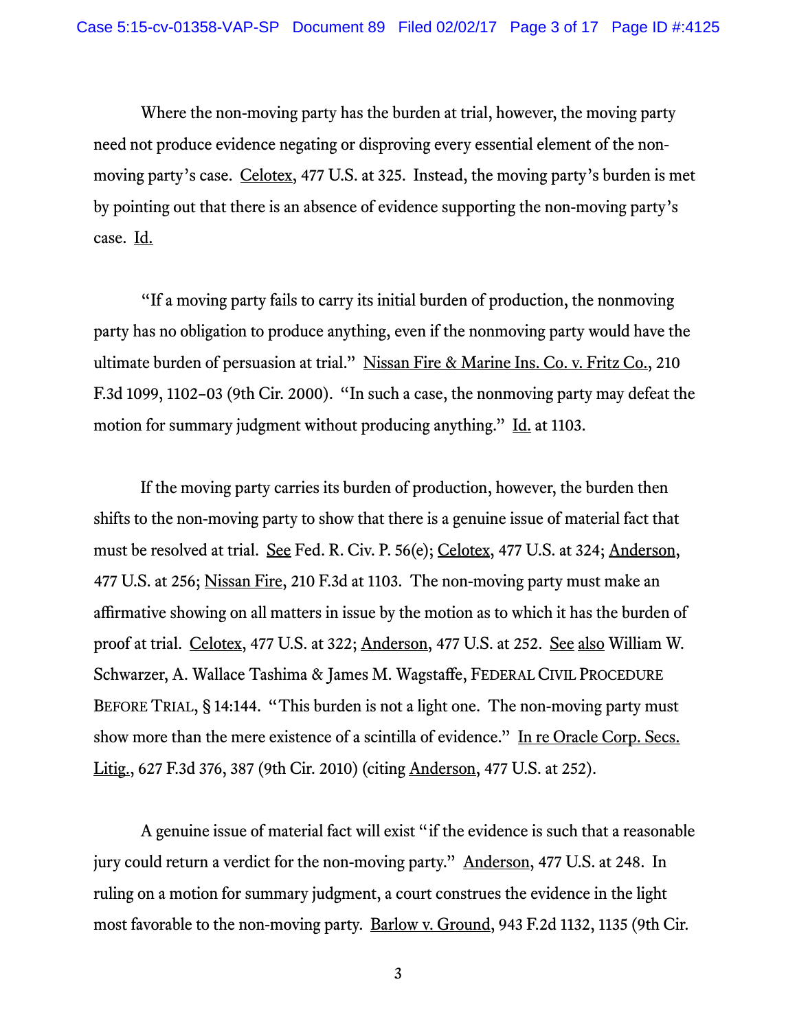Where the non-moving party has the burden at trial, however, the moving party need not produce evidence negating or disproving every essential element of the non-moving party's case. Celotex, 477 U.S. at 325. Instead, the moving party's burden is met by pointing out that there is an absence of evidence supporting the non-moving party's case. Id.

"If a moving party fails to carry its initial burden of production, the nonmoving party has no obligation to produce anything, even if the nonmoving party would have the ultimate burden of persuasion at trial." Nissan Fire & Marine Ins. Co. v. Fritz Co., 210 F.3d 1099, 1102–03 (9th Cir. 2000). "In such a case, the nonmoving party may defeat the motion for summary judgment without producing anything." Id. at 1103.

If the moving party carries its burden of production, however, the burden then shifts to the non-moving party to show that there is a genuine issue of material fact that must be resolved at trial. See Fed. R. Civ. P. 56(e); Celotex, 477 U.S. at 324; Anderson, 477 U.S. at 256; Nissan Fire, 210 F.3d at 1103. The non-moving party must make an affirmative showing on all matters in issue by the motion as to which it has the burden of proof at trial. Celotex, 477 U.S. at 322; Anderson, 477 U.S. at 252. See also William W. Schwarzer, A. Wallace Tashima & James M. Wagstaffe, FEDERAL CIVIL PROCEDURE BEFORE TRIAL, § 14:144. "This burden is not a light one. The non-moving party must show more than the mere existence of a scintilla of evidence." In re Oracle Corp. Secs. Litig., 627 F.3d 376, 387 (9th Cir. 2010) (citing Anderson, 477 U.S. at 252).

A genuine issue of material fact will exist "if the evidence is such that a reasonable jury could return a verdict for the non-moving party." Anderson, 477 U.S. at 248. In ruling on a motion for summary judgment, a court construes the evidence in the light most favorable to the non-moving party. Barlow v. Ground, 943 F.2d 1132, 1135 (9th Cir.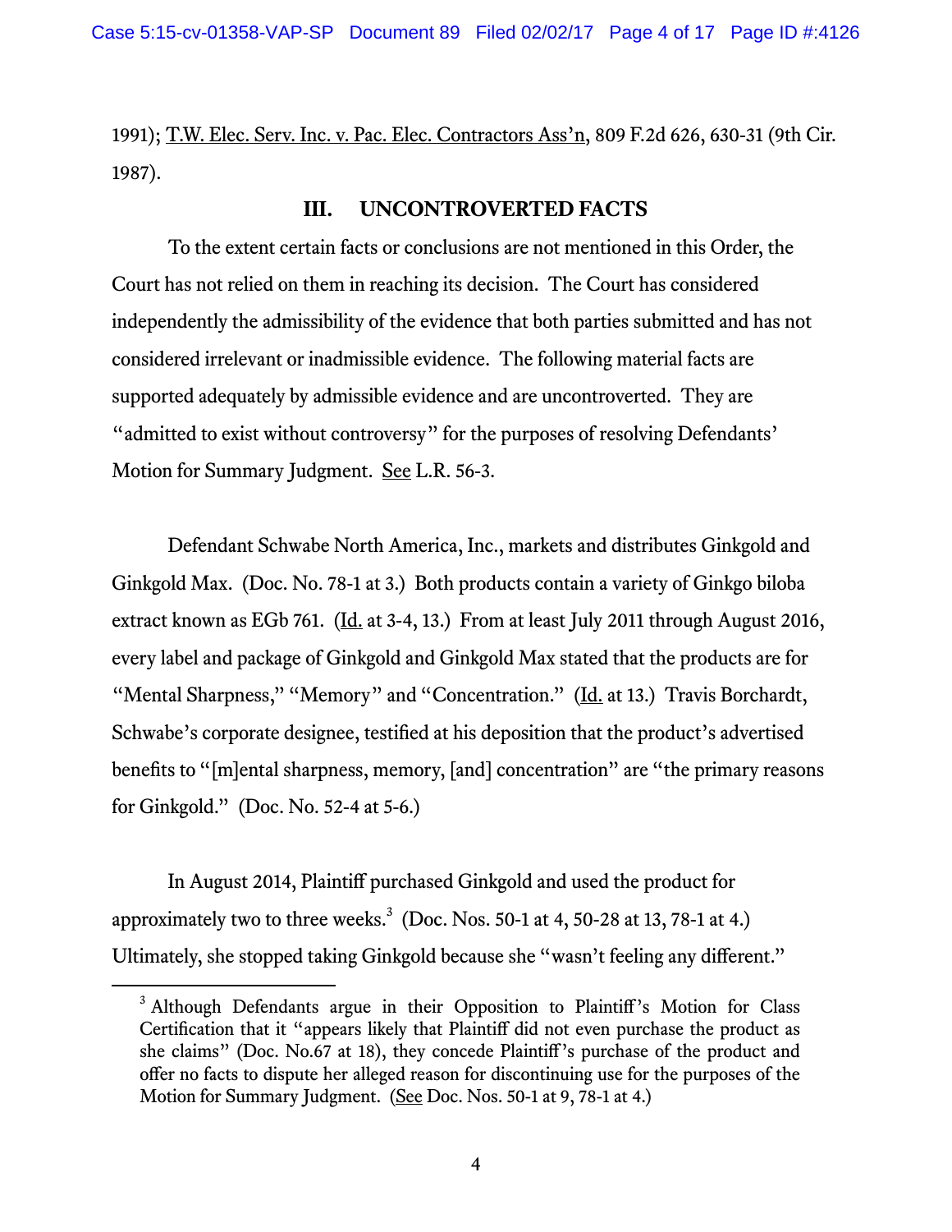1991); T.W. Elec. Serv. Inc. v. Pac. Elec. Contractors Ass'n, 809 F.2d 626, 630-31 (9th Cir. 1987).

## III. UNCONTROVERTED FACTS

To the extent certain facts or conclusions are not mentioned in this Order, the Court has not relied on them in reaching its decision. The Court has considered independently the admissibility of the evidence that both parties submitted and has not considered irrelevant or inadmissible evidence. The following material facts are supported adequately by admissible evidence and are uncontroverted. They are "admitted to exist without controversy" for the purposes of resolving Defendants' Motion for Summary Judgment. See L.R. 56-3.

Defendant Schwabe North America, Inc., markets and distributes Ginkgold and Ginkgold Max. (Doc. No. 78-1 at 3.) Both products contain a variety of Ginkgo biloba extract known as EGb 761. (Id. at 3-4, 13.) From at least July 2011 through August 2016, every label and package of Ginkgold and Ginkgold Max stated that the products are for "Mental Sharpness," "Memory" and "Concentration." (Id. at 13.) Travis Borchardt, Schwabe's corporate designee, testified at his deposition that the product's advertised benefits to "[m]ental sharpness, memory, [and] concentration" are "the primary reasons for Ginkgold." (Doc. No. 52-4 at 5-6.)

In August 2014, Plaintiff purchased Ginkgold and used the product for approximately two to three weeks.[3] (Doc. Nos. 50-1 at 4, 50-28 at 13, 78-1 at 4.) Ultimately, she stopped taking Ginkgold because she "wasn't feeling any different."

[3] Although Defendants argue in their Opposition to Plaintiff's Motion for Class Certification that it "appears likely that Plaintiff did not even purchase the product as she claims" (Doc. No.67 at 18), they concede Plaintiff's purchase of the product and offer no facts to dispute her alleged reason for discontinuing use for the purposes of the Motion for Summary Judgment. (See Doc. Nos. 50-1 at 9, 78-1 at 4.)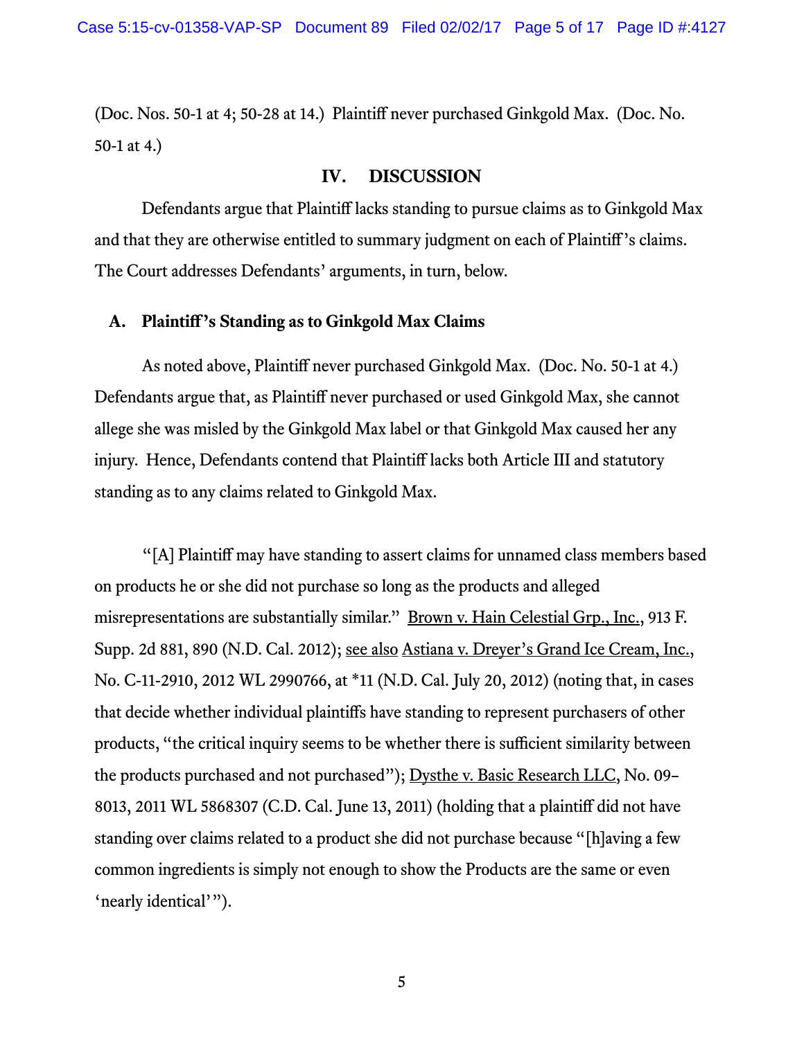(Doc. Nos. 50-1 at 4; 50-28 at 14.) Plaintiff never purchased Ginkgold Max. (Doc. No. 50-1 at 4.)

## IV. DISCUSSION

Defendants argue that Plaintiff lacks standing to pursue claims as to Ginkgold Max and that they are otherwise entitled to summary judgment on each of Plaintiff's claims. The Court addresses Defendants' arguments, in turn, below.

### A. Plaintiff's Standing as to Ginkgold Max Claims

As noted above, Plaintiff never purchased Ginkgold Max. (Doc. No. 50-1 at 4.) Defendants argue that, as Plaintiff never purchased or used Ginkgold Max, she cannot allege she was misled by the Ginkgold Max label or that Ginkgold Max caused her any injury. Hence, Defendants contend that Plaintiff lacks both Article III and statutory standing as to any claims related to Ginkgold Max.

"[A] Plaintiff may have standing to assert claims for unnamed class members based on products he or she did not purchase so long as the products and alleged misrepresentations are substantially similar." Brown v. Hain Celestial Grp., Inc., 913 F. Supp. 2d 881, 890 (N.D. Cal. 2012); see also Astiana v. Dreyer's Grand Ice Cream, Inc., No. C-11-2910, 2012 WL 2990766, at *11 (N.D. Cal. July 20, 2012) (noting that, in cases that decide whether individual plaintiffs have standing to represent purchasers of other products, "the critical inquiry seems to be whether there is sufficient similarity between the products purchased and not purchased"); Dysthe v. Basic Research LLC, No. 09–8013, 2011 WL 5868307 (C.D. Cal. June 13, 2011) (holding that a plaintiff did not have standing over claims related to a product she did not purchase because "[h]aving a few common ingredients is simply not enough to show the Products are the same or even 'nearly identical'").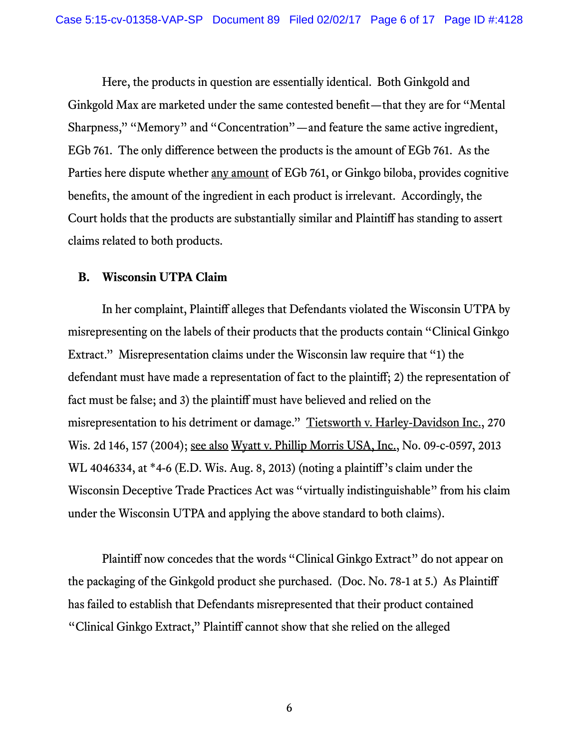Here, the products in question are essentially identical. Both Ginkgold and Ginkgold Max are marketed under the same contested benefit—that they are for "Mental Sharpness," "Memory" and "Concentration"—and feature the same active ingredient, EGb 761. The only difference between the products is the amount of EGb 761. As the Parties here dispute whether <u>any amount</u> of EGb 761, or Ginkgo biloba, provides cognitive benefits, the amount of the ingredient in each product is irrelevant. Accordingly, the Court holds that the products are substantially similar and Plaintiff has standing to assert claims related to both products.

### B. Wisconsin UTPA Claim

In her complaint, Plaintiff alleges that Defendants violated the Wisconsin UTPA by misrepresenting on the labels of their products that the products contain "Clinical Ginkgo Extract." Misrepresentation claims under the Wisconsin law require that "1) the defendant must have made a representation of fact to the plaintiff; 2) the representation of fact must be false; and 3) the plaintiff must have believed and relied on the misrepresentation to his detriment or damage." <u>Tietsworth v. Harley-Davidson Inc.</u>, 270 Wis. 2d 146, 157 (2004); <u>see also</u> <u>Wyatt v. Phillip Morris USA, Inc.</u>, No. 09-c-0597, 2013 WL 4046334, at *4-6 (E.D. Wis. Aug. 8, 2013) (noting a plaintiff's claim under the Wisconsin Deceptive Trade Practices Act was "virtually indistinguishable" from his claim under the Wisconsin UTPA and applying the above standard to both claims).

Plaintiff now concedes that the words "Clinical Ginkgo Extract" do not appear on the packaging of the Ginkgold product she purchased. (Doc. No. 78-1 at 5.) As Plaintiff has failed to establish that Defendants misrepresented that their product contained "Clinical Ginkgo Extract," Plaintiff cannot show that she relied on the alleged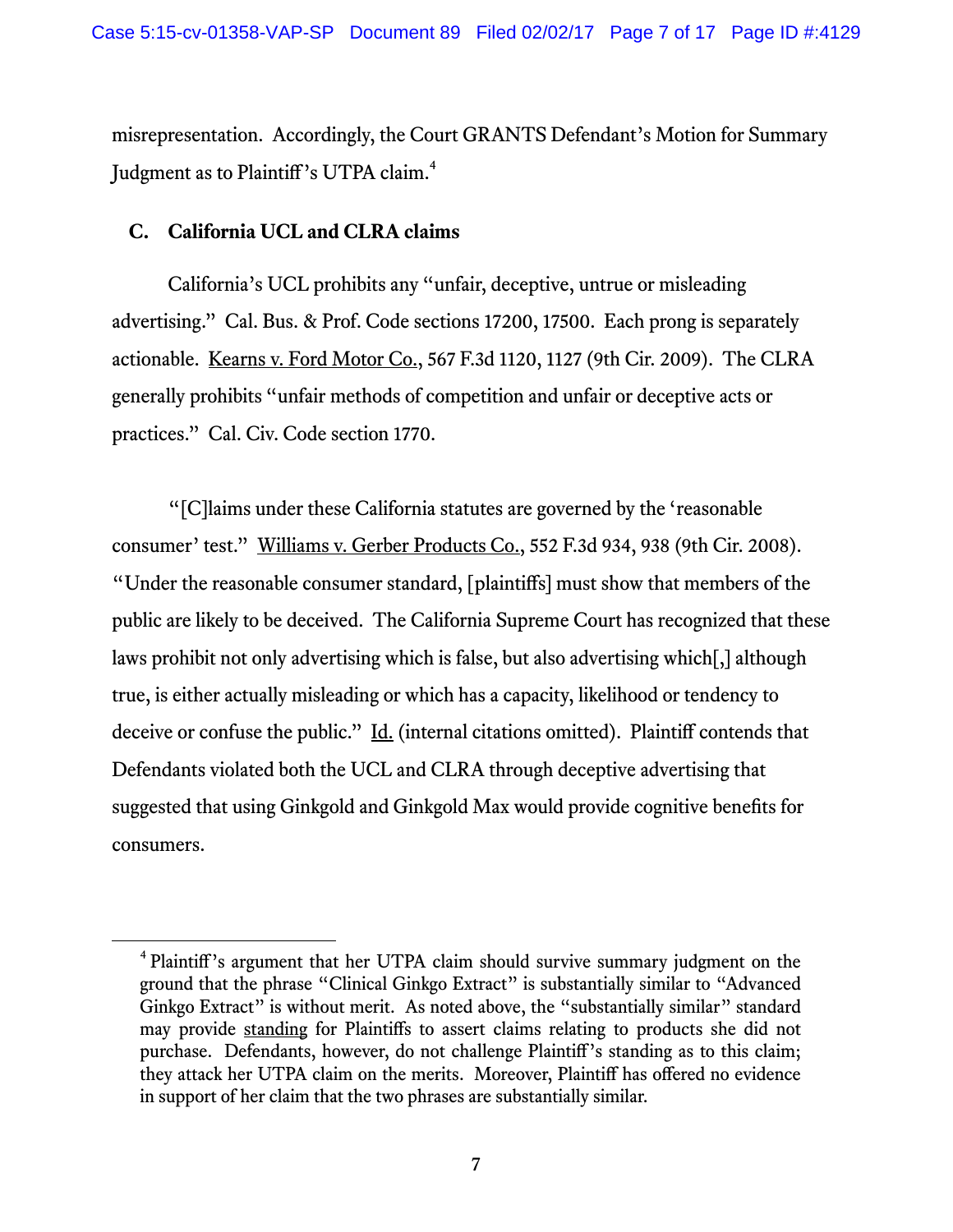misrepresentation. Accordingly, the Court GRANTS Defendant's Motion for Summary Judgment as to Plaintiff's UTPA claim.[4]

### C. California UCL and CLRA claims

California's UCL prohibits any "unfair, deceptive, untrue or misleading advertising." Cal. Bus. & Prof. Code sections 17200, 17500. Each prong is separately actionable. Kearns v. Ford Motor Co., 567 F.3d 1120, 1127 (9th Cir. 2009). The CLRA generally prohibits "unfair methods of competition and unfair or deceptive acts or practices." Cal. Civ. Code section 1770.

"[C]laims under these California statutes are governed by the 'reasonable consumer' test." Williams v. Gerber Products Co., 552 F.3d 934, 938 (9th Cir. 2008). "Under the reasonable consumer standard, [plaintiffs] must show that members of the public are likely to be deceived. The California Supreme Court has recognized that these laws prohibit not only advertising which is false, but also advertising which[,] although true, is either actually misleading or which has a capacity, likelihood or tendency to deceive or confuse the public." Id. (internal citations omitted). Plaintiff contends that Defendants violated both the UCL and CLRA through deceptive advertising that suggested that using Ginkgold and Ginkgold Max would provide cognitive benefits for consumers.

---

[4] Plaintiff's argument that her UTPA claim should survive summary judgment on the ground that the phrase "Clinical Ginkgo Extract" is substantially similar to "Advanced Ginkgo Extract" is without merit. As noted above, the "substantially similar" standard may provide standing for Plaintiffs to assert claims relating to products she did not purchase. Defendants, however, do not challenge Plaintiff's standing as to this claim; they attack her UTPA claim on the merits. Moreover, Plaintiff has offered no evidence in support of her claim that the two phrases are substantially similar.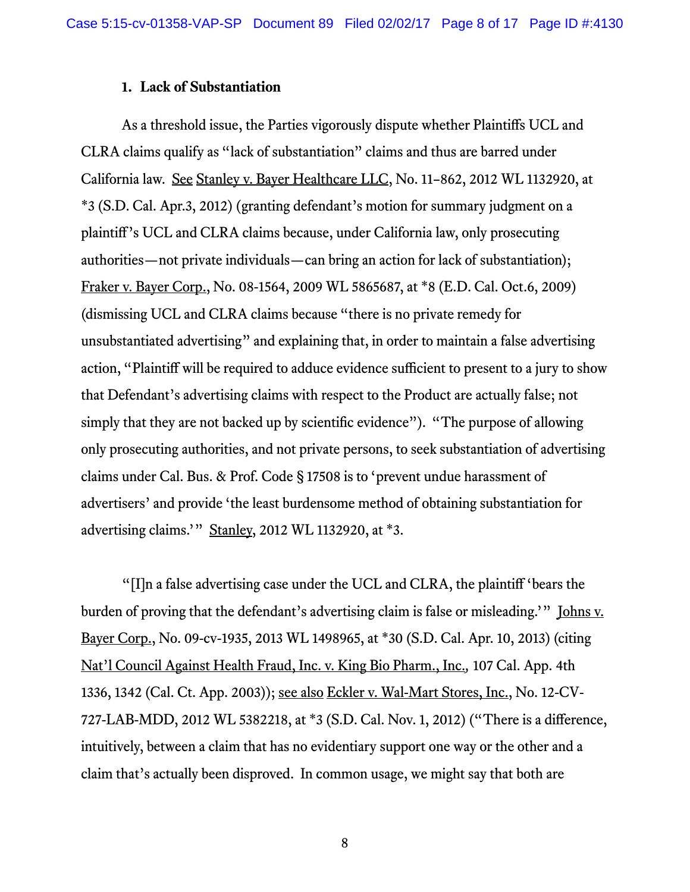### 1. Lack of Substantiation

As a threshold issue, the Parties vigorously dispute whether Plaintiffs UCL and CLRA claims qualify as "lack of substantiation" claims and thus are barred under California law. See Stanley v. Bayer Healthcare LLC, No. 11–862, 2012 WL 1132920, at *3 (S.D. Cal. Apr.3, 2012) (granting defendant's motion for summary judgment on a plaintiff's UCL and CLRA claims because, under California law, only prosecuting authorities—not private individuals—can bring an action for lack of substantiation); Fraker v. Bayer Corp., No. 08-1564, 2009 WL 5865687, at *8 (E.D. Cal. Oct.6, 2009) (dismissing UCL and CLRA claims because "there is no private remedy for unsubstantiated advertising" and explaining that, in order to maintain a false advertising action, "Plaintiff will be required to adduce evidence sufficient to present to a jury to show that Defendant's advertising claims with respect to the Product are actually false; not simply that they are not backed up by scientific evidence"). "The purpose of allowing only prosecuting authorities, and not private persons, to seek substantiation of advertising claims under Cal. Bus. & Prof. Code § 17508 is to 'prevent undue harassment of advertisers' and provide 'the least burdensome method of obtaining substantiation for advertising claims.'" Stanley, 2012 WL 1132920, at *3.

"[I]n a false advertising case under the UCL and CLRA, the plaintiff 'bears the burden of proving that the defendant's advertising claim is false or misleading.'" Johns v. Bayer Corp., No. 09-cv-1935, 2013 WL 1498965, at *30 (S.D. Cal. Apr. 10, 2013) (citing Nat'l Council Against Health Fraud, Inc. v. King Bio Pharm., Inc., 107 Cal. App. 4th 1336, 1342 (Cal. Ct. App. 2003)); see also Eckler v. Wal-Mart Stores, Inc., No. 12-CV-727-LAB-MDD, 2012 WL 5382218, at *3 (S.D. Cal. Nov. 1, 2012) ("There is a difference, intuitively, between a claim that has no evidentiary support one way or the other and a claim that's actually been disproved. In common usage, we might say that both are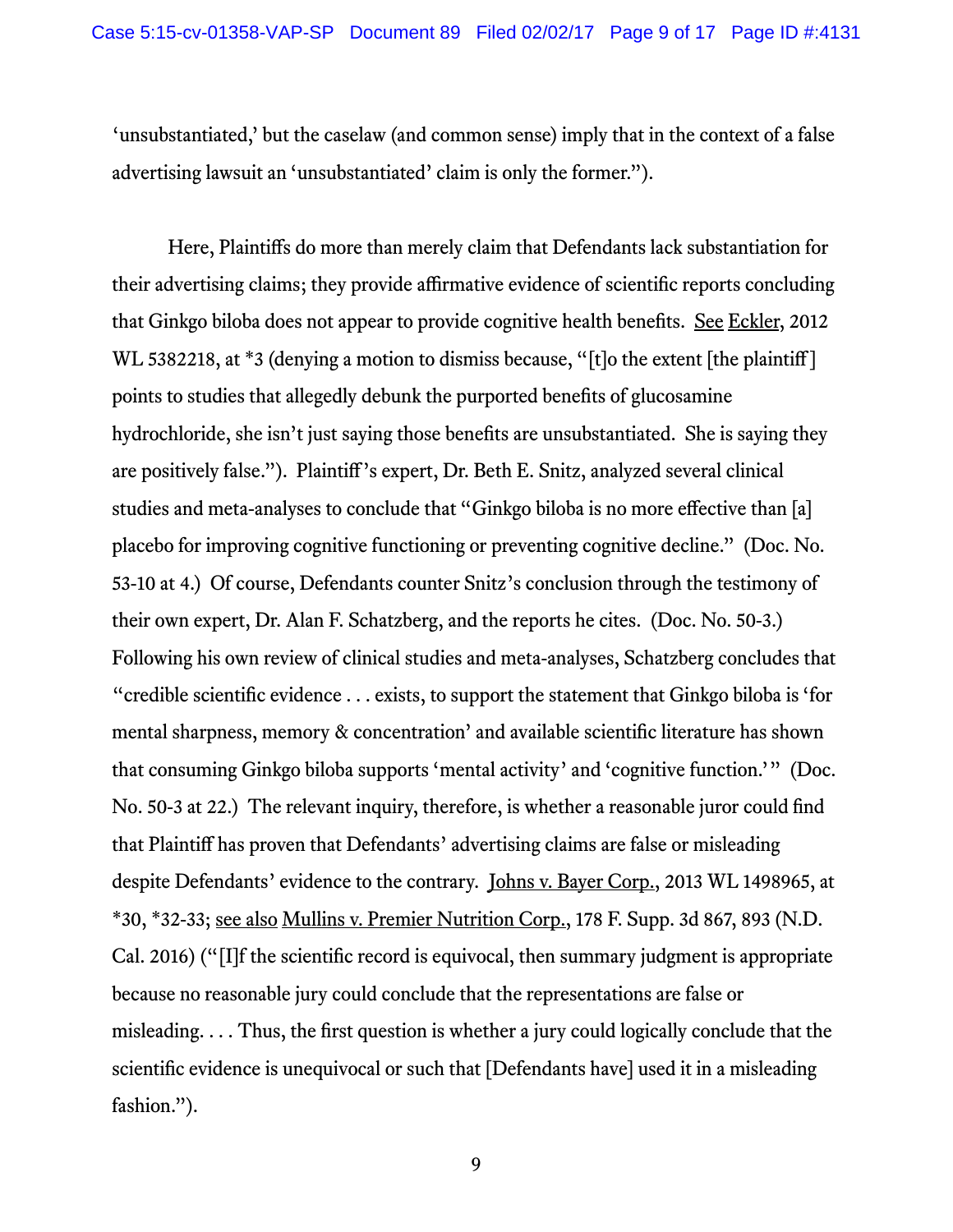‘unsubstantiated,’ but the caselaw (and common sense) imply that in the context of a false advertising lawsuit an ‘unsubstantiated’ claim is only the former.”).

Here, Plaintiffs do more than merely claim that Defendants lack substantiation for their advertising claims; they provide affirmative evidence of scientific reports concluding that Ginkgo biloba does not appear to provide cognitive health benefits. See Eckler, 2012 WL 5382218, at *3 (denying a motion to dismiss because, “[t]o the extent [the plaintiff] points to studies that allegedly debunk the purported benefits of glucosamine hydrochloride, she isn’t just saying those benefits are unsubstantiated. She is saying they are positively false.”). Plaintiff’s expert, Dr. Beth E. Snitz, analyzed several clinical studies and meta-analyses to conclude that “Ginkgo biloba is no more effective than [a] placebo for improving cognitive functioning or preventing cognitive decline.” (Doc. No. 53-10 at 4.) Of course, Defendants counter Snitz’s conclusion through the testimony of their own expert, Dr. Alan F. Schatzberg, and the reports he cites. (Doc. No. 50-3.) Following his own review of clinical studies and meta-analyses, Schatzberg concludes that “credible scientific evidence . . . exists, to support the statement that Ginkgo biloba is ‘for mental sharpness, memory & concentration’ and available scientific literature has shown that consuming Ginkgo biloba supports ‘mental activity’ and ‘cognitive function.’” (Doc. No. 50-3 at 22.) The relevant inquiry, therefore, is whether a reasonable juror could find that Plaintiff has proven that Defendants’ advertising claims are false or misleading despite Defendants’ evidence to the contrary. Johns v. Bayer Corp., 2013 WL 1498965, at *30, *32-33; see also Mullins v. Premier Nutrition Corp., 178 F. Supp. 3d 867, 893 (N.D. Cal. 2016) (“[I]f the scientific record is equivocal, then summary judgment is appropriate because no reasonable jury could conclude that the representations are false or misleading. . . . Thus, the first question is whether a jury could logically conclude that the scientific evidence is unequivocal or such that [Defendants have] used it in a misleading fashion.”).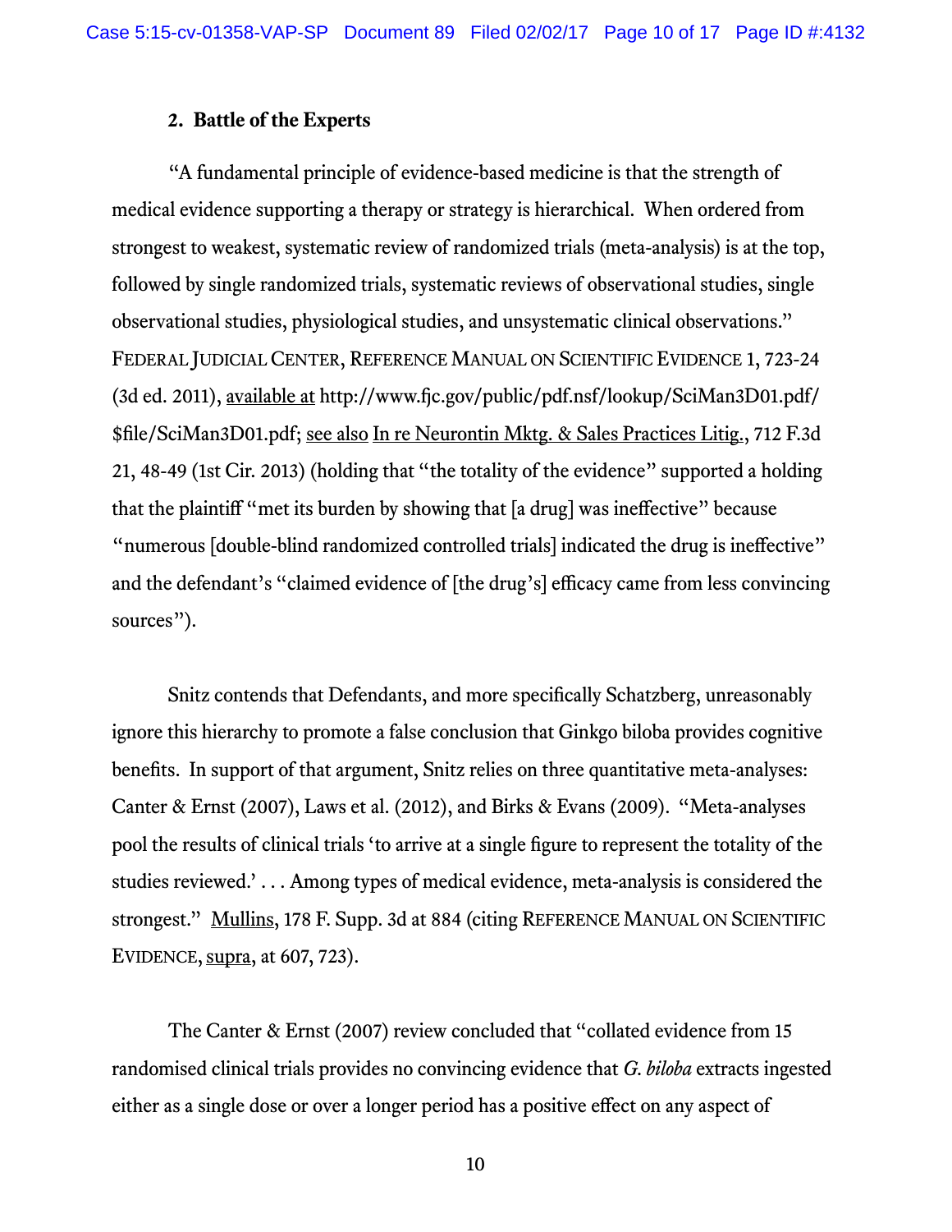### 2. Battle of the Experts

"A fundamental principle of evidence-based medicine is that the strength of medical evidence supporting a therapy or strategy is hierarchical. When ordered from strongest to weakest, systematic review of randomized trials (meta-analysis) is at the top, followed by single randomized trials, systematic reviews of observational studies, single observational studies, physiological studies, and unsystematic clinical observations." FEDERAL JUDICIAL CENTER, REFERENCE MANUAL ON SCIENTIFIC EVIDENCE 1, 723-24 (3d ed. 2011), available at http://www.fjc.gov/public/pdf.nsf/lookup/SciMan3D01.pdf/$file/SciMan3D01.pdf; see also In re Neurontin Mktg. & Sales Practices Litig., 712 F.3d 21, 48-49 (1st Cir. 2013) (holding that "the totality of the evidence" supported a holding that the plaintiff "met its burden by showing that [a drug] was ineffective" because "numerous [double-blind randomized controlled trials] indicated the drug is ineffective" and the defendant's "claimed evidence of [the drug's] efficacy came from less convincing sources").

Snitz contends that Defendants, and more specifically Schatzberg, unreasonably ignore this hierarchy to promote a false conclusion that Ginkgo biloba provides cognitive benefits. In support of that argument, Snitz relies on three quantitative meta-analyses: Canter & Ernst (2007), Laws et al. (2012), and Birks & Evans (2009). "Meta-analyses pool the results of clinical trials 'to arrive at a single figure to represent the totality of the studies reviewed.' . . . Among types of medical evidence, meta-analysis is considered the strongest." Mullins, 178 F. Supp. 3d at 884 (citing REFERENCE MANUAL ON SCIENTIFIC EVIDENCE, supra, at 607, 723).

The Canter & Ernst (2007) review concluded that "collated evidence from 15 randomised clinical trials provides no convincing evidence that *G. biloba* extracts ingested either as a single dose or over a longer period has a positive effect on any aspect of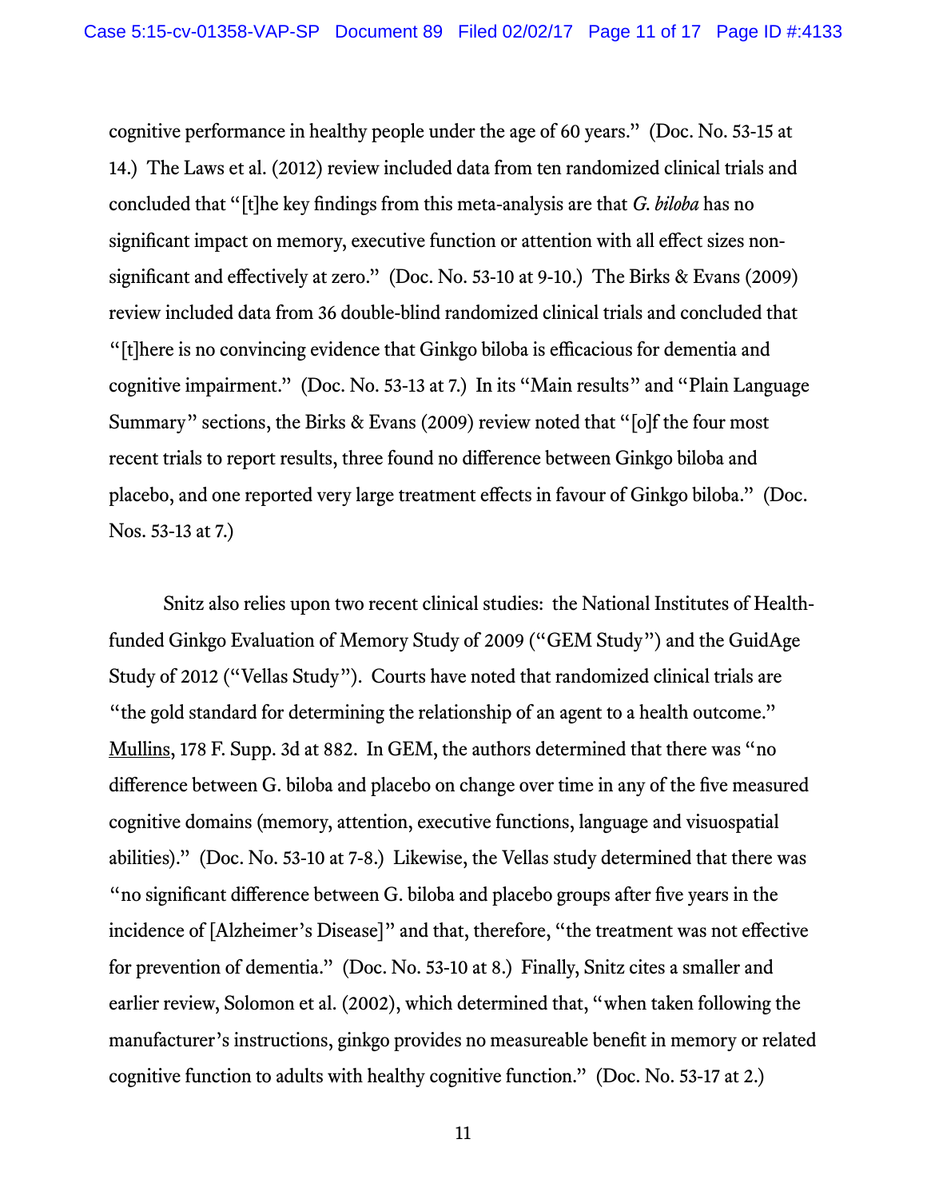cognitive performance in healthy people under the age of 60 years." (Doc. No. 53-15 at 14.) The Laws et al. (2012) review included data from ten randomized clinical trials and concluded that "[t]he key findings from this meta-analysis are that *G. biloba* has no significant impact on memory, executive function or attention with all effect sizes non-significant and effectively at zero." (Doc. No. 53-10 at 9-10.) The Birks & Evans (2009) review included data from 36 double-blind randomized clinical trials and concluded that "[t]here is no convincing evidence that Ginkgo biloba is efficacious for dementia and cognitive impairment." (Doc. No. 53-13 at 7.) In its "Main results" and "Plain Language Summary" sections, the Birks & Evans (2009) review noted that "[o]f the four most recent trials to report results, three found no difference between Ginkgo biloba and placebo, and one reported very large treatment effects in favour of Ginkgo biloba." (Doc. Nos. 53-13 at 7.)

Snitz also relies upon two recent clinical studies: the National Institutes of Health-funded Ginkgo Evaluation of Memory Study of 2009 ("GEM Study") and the GuidAge Study of 2012 ("Vellas Study"). Courts have noted that randomized clinical trials are "the gold standard for determining the relationship of an agent to a health outcome." Mullins, 178 F. Supp. 3d at 882. In GEM, the authors determined that there was "no difference between G. biloba and placebo on change over time in any of the five measured cognitive domains (memory, attention, executive functions, language and visuospatial abilities)." (Doc. No. 53-10 at 7-8.) Likewise, the Vellas study determined that there was "no significant difference between G. biloba and placebo groups after five years in the incidence of [Alzheimer's Disease]" and that, therefore, "the treatment was not effective for prevention of dementia." (Doc. No. 53-10 at 8.) Finally, Snitz cites a smaller and earlier review, Solomon et al. (2002), which determined that, "when taken following the manufacturer's instructions, ginkgo provides no measureable benefit in memory or related cognitive function to adults with healthy cognitive function." (Doc. No. 53-17 at 2.)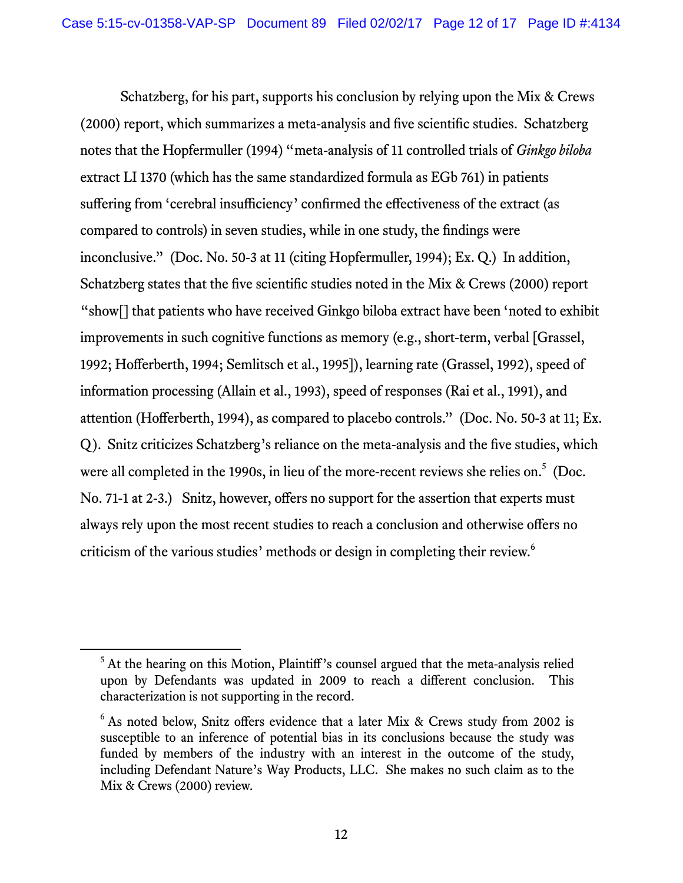Schatzberg, for his part, supports his conclusion by relying upon the Mix & Crews (2000) report, which summarizes a meta-analysis and five scientific studies. Schatzberg notes that the Hopfermuller (1994) "meta-analysis of 11 controlled trials of *Ginkgo biloba* extract LI 1370 (which has the same standardized formula as EGb 761) in patients suffering from 'cerebral insufficiency' confirmed the effectiveness of the extract (as compared to controls) in seven studies, while in one study, the findings were inconclusive." (Doc. No. 50-3 at 11 (citing Hopfermuller, 1994); Ex. Q.) In addition, Schatzberg states that the five scientific studies noted in the Mix & Crews (2000) report "show[] that patients who have received Ginkgo biloba extract have been 'noted to exhibit improvements in such cognitive functions as memory (e.g., short-term, verbal [Grassel, 1992; Hofferberth, 1994; Semlitsch et al., 1995]), learning rate (Grassel, 1992), speed of information processing (Allain et al., 1993), speed of responses (Rai et al., 1991), and attention (Hofferberth, 1994), as compared to placebo controls." (Doc. No. 50-3 at 11; Ex. Q). Snitz criticizes Schatzberg's reliance on the meta-analysis and the five studies, which were all completed in the 1990s, in lieu of the more-recent reviews she relies on.[5] (Doc. No. 71-1 at 2-3.) Snitz, however, offers no support for the assertion that experts must always rely upon the most recent studies to reach a conclusion and otherwise offers no criticism of the various studies' methods or design in completing their review.[6]

---

[5] At the hearing on this Motion, Plaintiff's counsel argued that the meta-analysis relied upon by Defendants was updated in 2009 to reach a different conclusion. This characterization is not supporting in the record.

[6] As noted below, Snitz offers evidence that a later Mix & Crews study from 2002 is susceptible to an inference of potential bias in its conclusions because the study was funded by members of the industry with an interest in the outcome of the study, including Defendant Nature's Way Products, LLC. She makes no such claim as to the Mix & Crews (2000) review.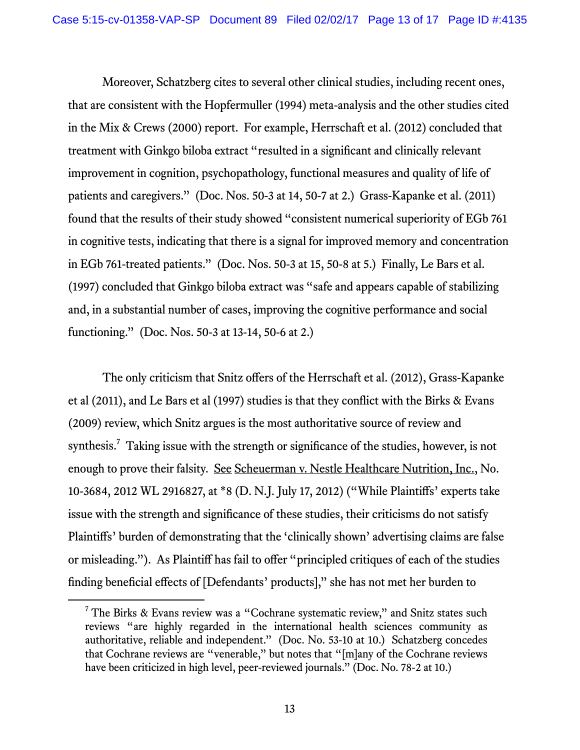Moreover, Schatzberg cites to several other clinical studies, including recent ones, that are consistent with the Hopfermuller (1994) meta-analysis and the other studies cited in the Mix & Crews (2000) report. For example, Herrschaft et al. (2012) concluded that treatment with Ginkgo biloba extract "resulted in a significant and clinically relevant improvement in cognition, psychopathology, functional measures and quality of life of patients and caregivers." (Doc. Nos. 50-3 at 14, 50-7 at 2.) Grass-Kapanke et al. (2011) found that the results of their study showed "consistent numerical superiority of EGb 761 in cognitive tests, indicating that there is a signal for improved memory and concentration in EGb 761-treated patients." (Doc. Nos. 50-3 at 15, 50-8 at 5.) Finally, Le Bars et al. (1997) concluded that Ginkgo biloba extract was "safe and appears capable of stabilizing and, in a substantial number of cases, improving the cognitive performance and social functioning." (Doc. Nos. 50-3 at 13-14, 50-6 at 2.)

The only criticism that Snitz offers of the Herrschaft et al. (2012), Grass-Kapanke et al (2011), and Le Bars et al (1997) studies is that they conflict with the Birks & Evans (2009) review, which Snitz argues is the most authoritative source of review and synthesis.[7] Taking issue with the strength or significance of the studies, however, is not enough to prove their falsity. See Scheuerman v. Nestle Healthcare Nutrition, Inc., No. 10-3684, 2012 WL 2916827, at *8 (D. N.J. July 17, 2012) ("While Plaintiffs' experts take issue with the strength and significance of these studies, their criticisms do not satisfy Plaintiffs' burden of demonstrating that the 'clinically shown' advertising claims are false or misleading."). As Plaintiff has fail to offer "principled critiques of each of the studies finding beneficial effects of [Defendants' products]," she has not met her burden to

[7] The Birks & Evans review was a "Cochrane systematic review," and Snitz states such reviews "are highly regarded in the international health sciences community as authoritative, reliable and independent." (Doc. No. 53-10 at 10.) Schatzberg concedes that Cochrane reviews are "venerable," but notes that "[m]any of the Cochrane reviews have been criticized in high level, peer-reviewed journals." (Doc. No. 78-2 at 10.)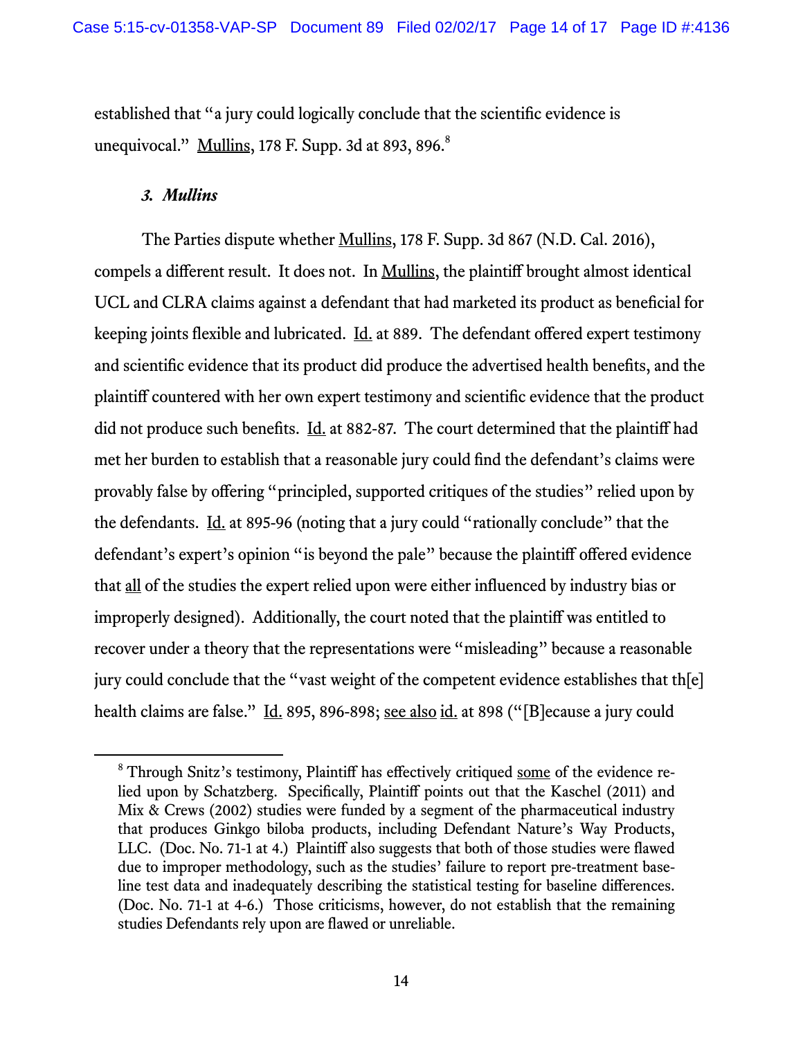established that "a jury could logically conclude that the scientific evidence is unequivocal." Mullins, 178 F. Supp. 3d at 893, 896.[8]

### *3. Mullins*

The Parties dispute whether Mullins, 178 F. Supp. 3d 867 (N.D. Cal. 2016), compels a different result. It does not. In Mullins, the plaintiff brought almost identical UCL and CLRA claims against a defendant that had marketed its product as beneficial for keeping joints flexible and lubricated. Id. at 889. The defendant offered expert testimony and scientific evidence that its product did produce the advertised health benefits, and the plaintiff countered with her own expert testimony and scientific evidence that the product did not produce such benefits. Id. at 882-87. The court determined that the plaintiff had met her burden to establish that a reasonable jury could find the defendant's claims were provably false by offering "principled, supported critiques of the studies" relied upon by the defendants. Id. at 895-96 (noting that a jury could "rationally conclude" that the defendant's expert's opinion "is beyond the pale" because the plaintiff offered evidence that all of the studies the expert relied upon were either influenced by industry bias or improperly designed). Additionally, the court noted that the plaintiff was entitled to recover under a theory that the representations were "misleading" because a reasonable jury could conclude that the "vast weight of the competent evidence establishes that th[e] health claims are false." Id. 895, 896-898; see also id. at 898 ("[B]ecause a jury could

---

[8] Through Snitz's testimony, Plaintiff has effectively critiqued some of the evidence relied upon by Schatzberg. Specifically, Plaintiff points out that the Kaschel (2011) and Mix & Crews (2002) studies were funded by a segment of the pharmaceutical industry that produces Ginkgo biloba products, including Defendant Nature's Way Products, LLC. (Doc. No. 71-1 at 4.) Plaintiff also suggests that both of those studies were flawed due to improper methodology, such as the studies' failure to report pre-treatment baseline test data and inadequately describing the statistical testing for baseline differences. (Doc. No. 71-1 at 4-6.) Those criticisms, however, do not establish that the remaining studies Defendants rely upon are flawed or unreliable.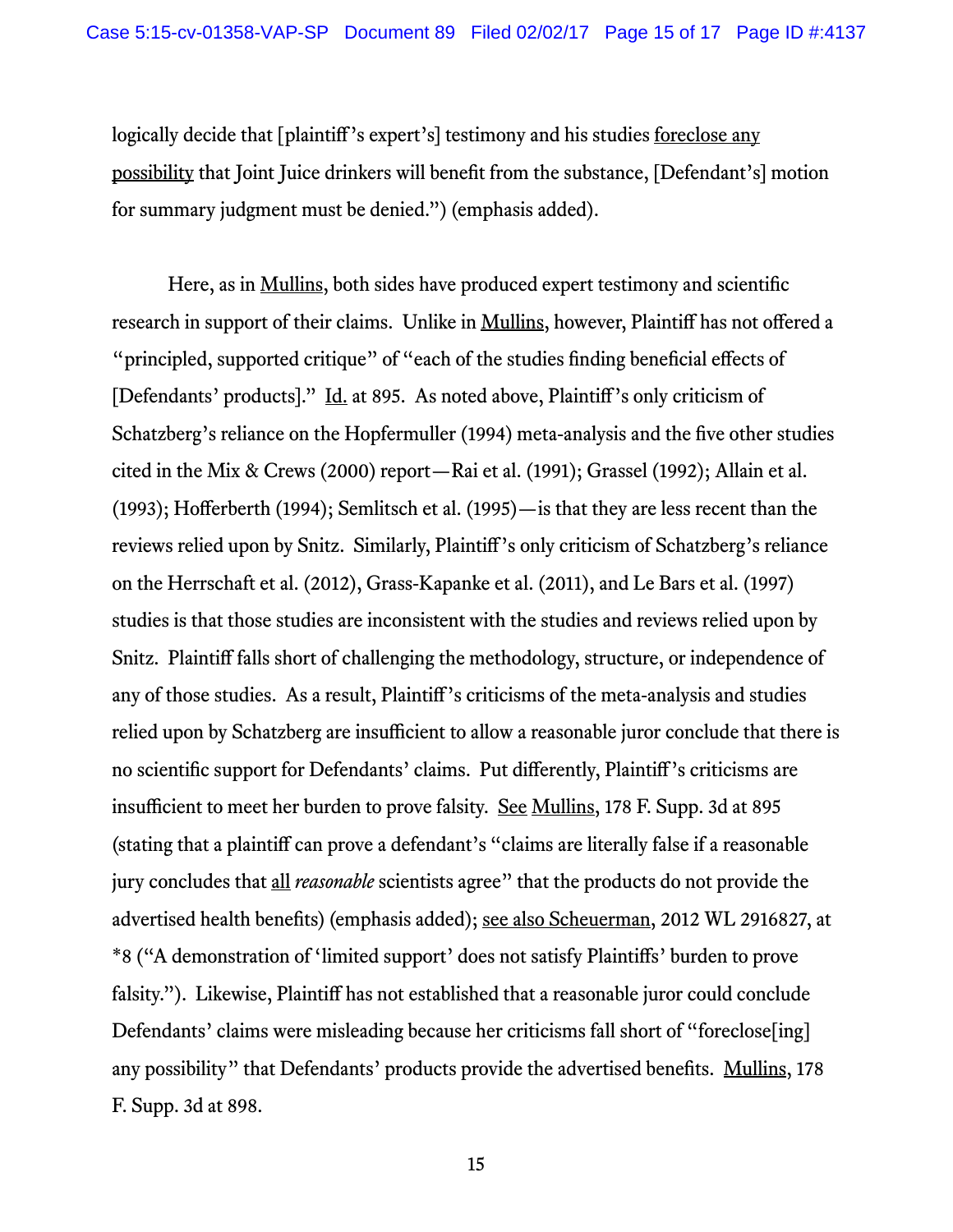logically decide that [plaintiff's expert's] testimony and his studies foreclose any possibility that Joint Juice drinkers will benefit from the substance, [Defendant's] motion for summary judgment must be denied.") (emphasis added).

Here, as in Mullins, both sides have produced expert testimony and scientific research in support of their claims. Unlike in Mullins, however, Plaintiff has not offered a "principled, supported critique" of "each of the studies finding beneficial effects of [Defendants' products]." Id. at 895. As noted above, Plaintiff's only criticism of Schatzberg's reliance on the Hopfermuller (1994) meta-analysis and the five other studies cited in the Mix & Crews (2000) report—Rai et al. (1991); Grassel (1992); Allain et al. (1993); Hofferberth (1994); Semlitsch et al. (1995)—is that they are less recent than the reviews relied upon by Snitz. Similarly, Plaintiff's only criticism of Schatzberg's reliance on the Herrschaft et al. (2012), Grass-Kapanke et al. (2011), and Le Bars et al. (1997) studies is that those studies are inconsistent with the studies and reviews relied upon by Snitz. Plaintiff falls short of challenging the methodology, structure, or independence of any of those studies. As a result, Plaintiff's criticisms of the meta-analysis and studies relied upon by Schatzberg are insufficient to allow a reasonable juror conclude that there is no scientific support for Defendants' claims. Put differently, Plaintiff's criticisms are insufficient to meet her burden to prove falsity. See Mullins, 178 F. Supp. 3d at 895 (stating that a plaintiff can prove a defendant's "claims are literally false if a reasonable jury concludes that all *reasonable* scientists agree" that the products do not provide the advertised health benefits) (emphasis added); see also Scheuerman, 2012 WL 2916827, at *8 ("A demonstration of 'limited support' does not satisfy Plaintiffs' burden to prove falsity."). Likewise, Plaintiff has not established that a reasonable juror could conclude Defendants' claims were misleading because her criticisms fall short of "foreclose[ing] any possibility" that Defendants' products provide the advertised benefits. Mullins, 178 F. Supp. 3d at 898.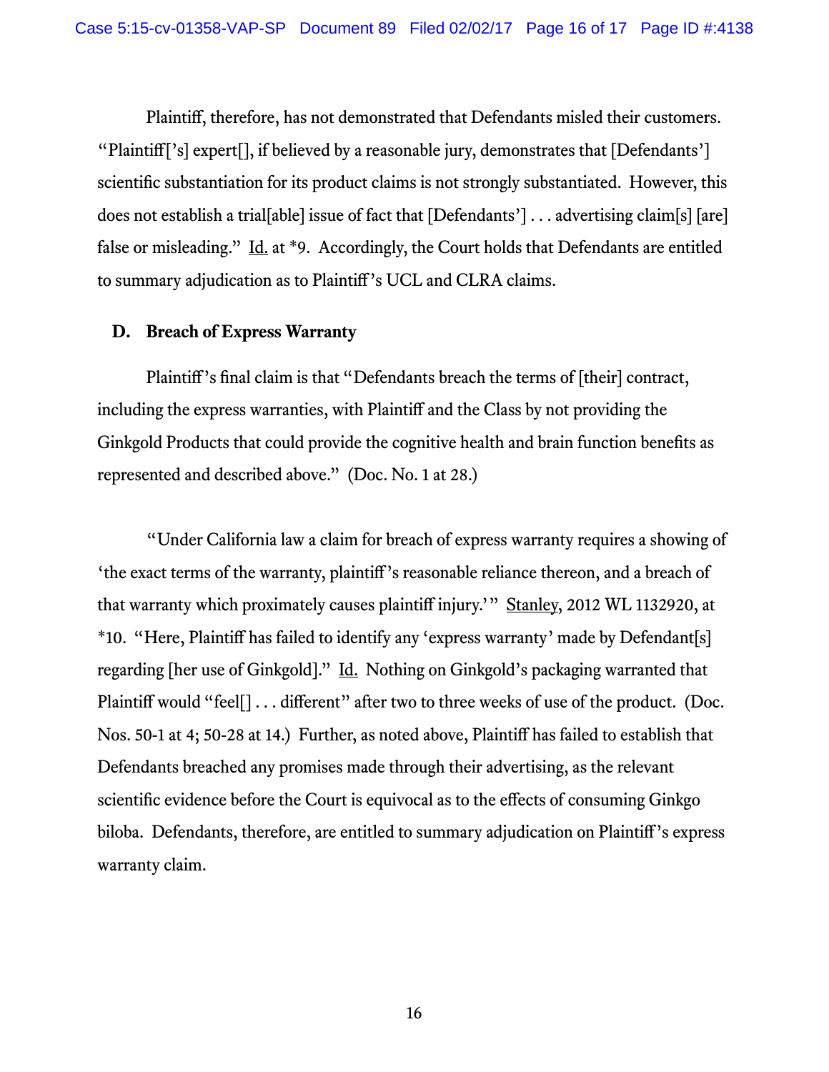Plaintiff, therefore, has not demonstrated that Defendants misled their customers. "Plaintiff['s] expert[], if believed by a reasonable jury, demonstrates that [Defendants'] scientific substantiation for its product claims is not strongly substantiated. However, this does not establish a trial[able] issue of fact that [Defendants'] . . . advertising claim[s] [are] false or misleading." Id. at *9. Accordingly, the Court holds that Defendants are entitled to summary adjudication as to Plaintiff's UCL and CLRA claims.

### D. Breach of Express Warranty

Plaintiff's final claim is that "Defendants breach the terms of [their] contract, including the express warranties, with Plaintiff and the Class by not providing the Ginkgold Products that could provide the cognitive health and brain function benefits as represented and described above." (Doc. No. 1 at 28.)

"Under California law a claim for breach of express warranty requires a showing of 'the exact terms of the warranty, plaintiff's reasonable reliance thereon, and a breach of that warranty which proximately causes plaintiff injury.'" Stanley, 2012 WL 1132920, at *10. "Here, Plaintiff has failed to identify any 'express warranty' made by Defendant[s] regarding [her use of Ginkgold]." Id. Nothing on Ginkgold's packaging warranted that Plaintiff would "feel[] . . . different" after two to three weeks of use of the product. (Doc. Nos. 50-1 at 4; 50-28 at 14.) Further, as noted above, Plaintiff has failed to establish that Defendants breached any promises made through their advertising, as the relevant scientific evidence before the Court is equivocal as to the effects of consuming Ginkgo biloba. Defendants, therefore, are entitled to summary adjudication on Plaintiff's express warranty claim.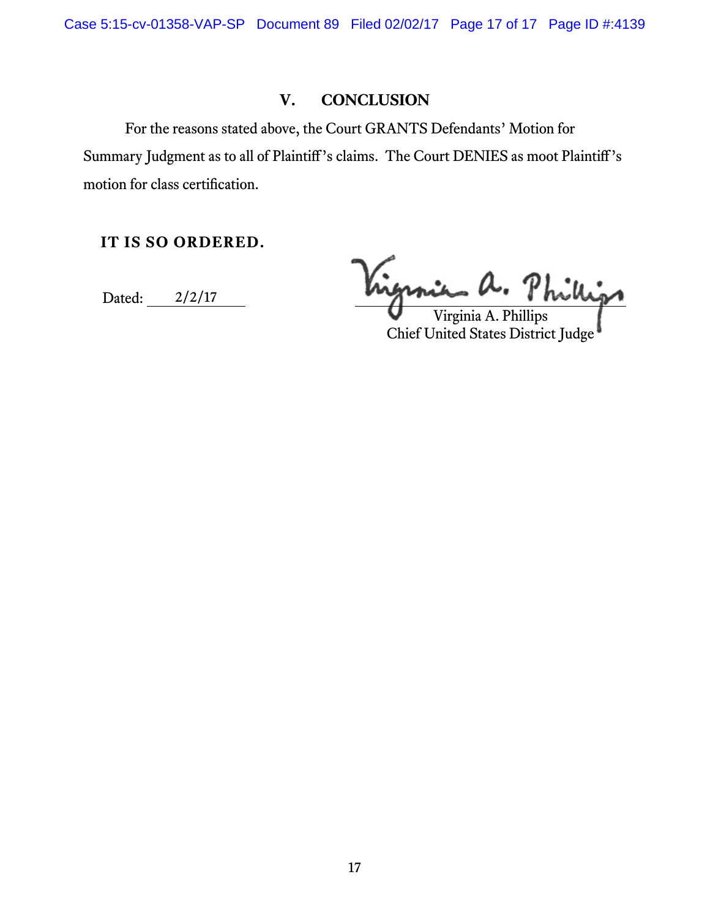## V. CONCLUSION

For the reasons stated above, the Court GRANTS Defendants' Motion for Summary Judgment as to all of Plaintiff's claims. The Court DENIES as moot Plaintiff's motion for class certification.

**IT IS SO ORDERED.**

Dated: 2/2/17

Virginia A. Phillips
Chief United States District Judge